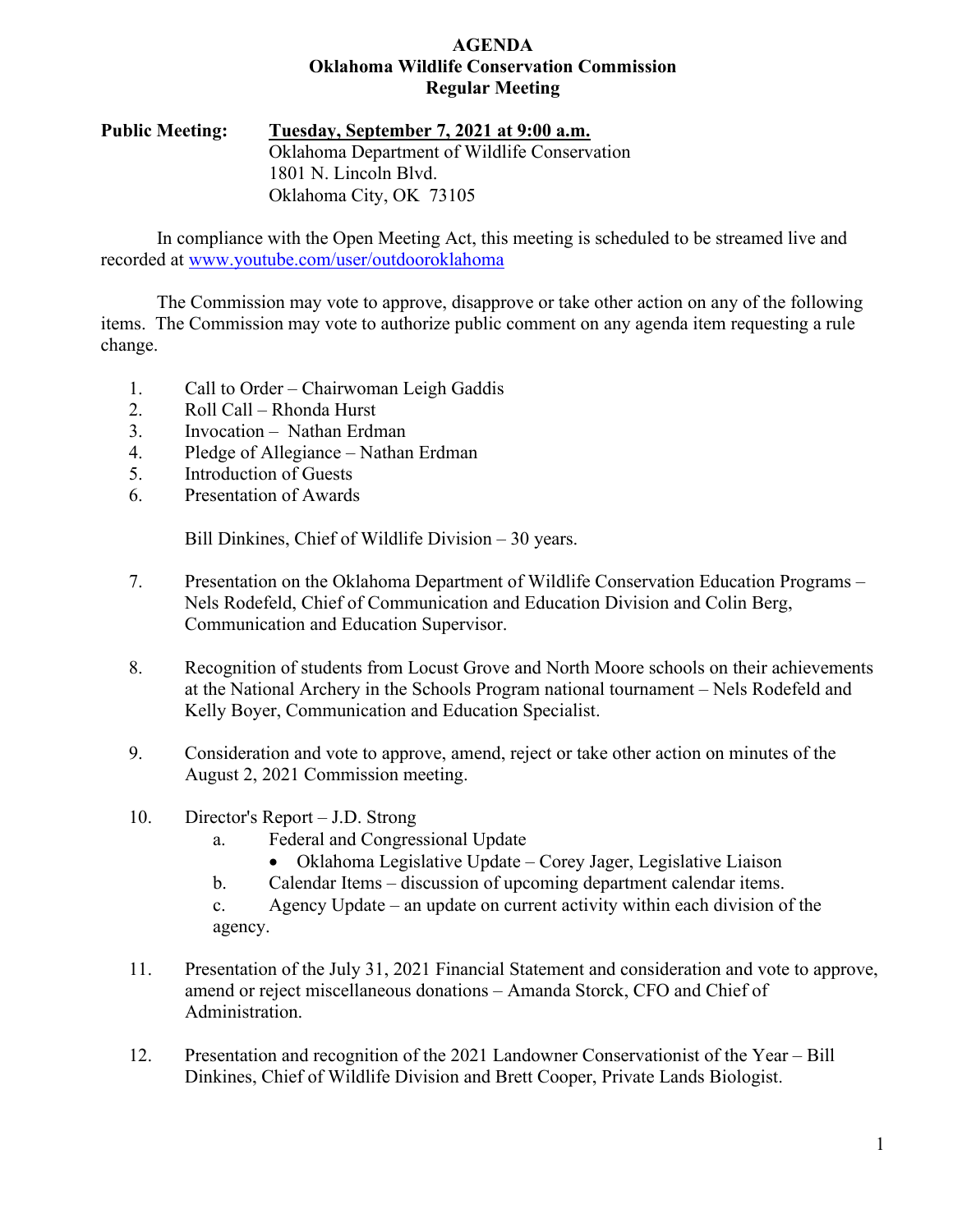# AGENDA
## Oklahoma Wildlife Conservation Commission
## Regular Meeting

**Public Meeting:** **<u>Tuesday, September 7, 2021 at 9:00 a.m.</u>**
Oklahoma Department of Wildlife Conservation
1801 N. Lincoln Blvd.
Oklahoma City, OK 73105

In compliance with the Open Meeting Act, this meeting is scheduled to be streamed live and recorded at [www.youtube.com/user/outdooroklahoma](www.youtube.com/user/outdooroklahoma)

The Commission may vote to approve, disapprove or take other action on any of the following items. The Commission may vote to authorize public comment on any agenda item requesting a rule change.

1. Call to Order – Chairwoman Leigh Gaddis
2. Roll Call – Rhonda Hurst
3. Invocation – Nathan Erdman
4. Pledge of Allegiance – Nathan Erdman
5. Introduction of Guests
6. Presentation of Awards

   Bill Dinkines, Chief of Wildlife Division – 30 years.

7. Presentation on the Oklahoma Department of Wildlife Conservation Education Programs – Nels Rodefeld, Chief of Communication and Education Division and Colin Berg, Communication and Education Supervisor.

8. Recognition of students from Locust Grove and North Moore schools on their achievements at the National Archery in the Schools Program national tournament – Nels Rodefeld and Kelly Boyer, Communication and Education Specialist.

9. Consideration and vote to approve, amend, reject or take other action on minutes of the August 2, 2021 Commission meeting.

10. Director's Report – J.D. Strong
    a. Federal and Congressional Update
       - Oklahoma Legislative Update – Corey Jager, Legislative Liaison
    b. Calendar Items – discussion of upcoming department calendar items.
    c. Agency Update – an update on current activity within each division of the agency.

11. Presentation of the July 31, 2021 Financial Statement and consideration and vote to approve, amend or reject miscellaneous donations – Amanda Storck, CFO and Chief of Administration.

12. Presentation and recognition of the 2021 Landowner Conservationist of the Year – Bill Dinkines, Chief of Wildlife Division and Brett Cooper, Private Lands Biologist.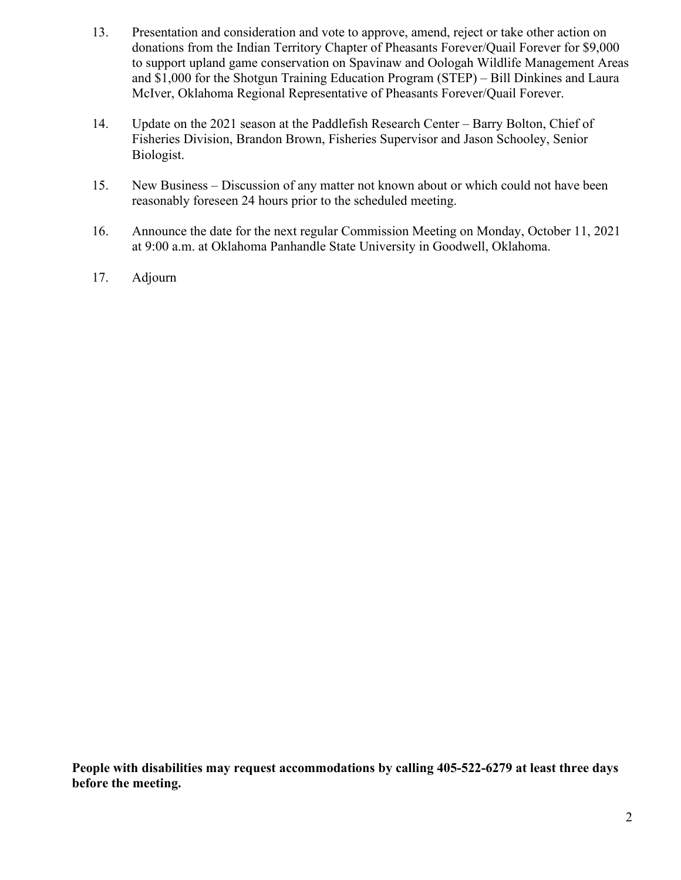13. Presentation and consideration and vote to approve, amend, reject or take other action on donations from the Indian Territory Chapter of Pheasants Forever/Quail Forever for $9,000 to support upland game conservation on Spavinaw and Oologah Wildlife Management Areas and $1,000 for the Shotgun Training Education Program (STEP) – Bill Dinkines and Laura McIver, Oklahoma Regional Representative of Pheasants Forever/Quail Forever.

14. Update on the 2021 season at the Paddlefish Research Center – Barry Bolton, Chief of Fisheries Division, Brandon Brown, Fisheries Supervisor and Jason Schooley, Senior Biologist.

15. New Business – Discussion of any matter not known about or which could not have been reasonably foreseen 24 hours prior to the scheduled meeting.

16. Announce the date for the next regular Commission Meeting on Monday, October 11, 2021 at 9:00 a.m. at Oklahoma Panhandle State University in Goodwell, Oklahoma.

17. Adjourn

**People with disabilities may request accommodations by calling 405-522-6279 at least three days before the meeting.**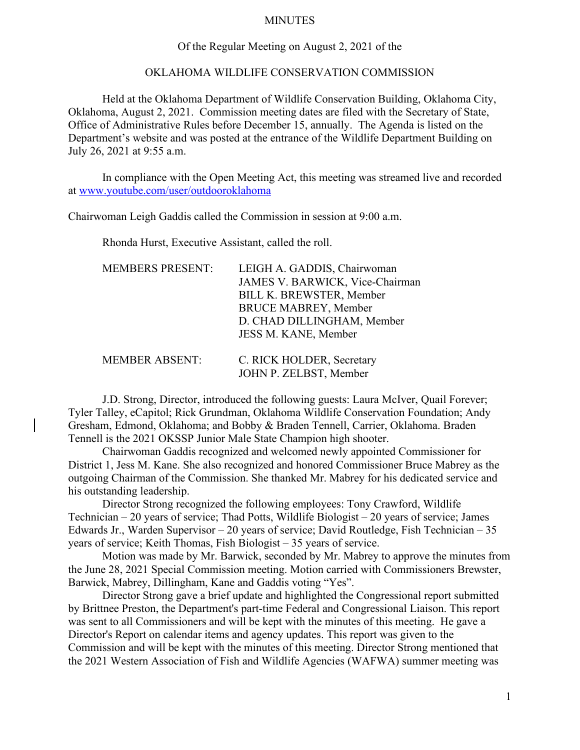MINUTES

Of the Regular Meeting on August 2, 2021 of the

OKLAHOMA WILDLIFE CONSERVATION COMMISSION

Held at the Oklahoma Department of Wildlife Conservation Building, Oklahoma City, Oklahoma, August 2, 2021. Commission meeting dates are filed with the Secretary of State, Office of Administrative Rules before December 15, annually. The Agenda is listed on the Department's website and was posted at the entrance of the Wildlife Department Building on July 26, 2021 at 9:55 a.m.

In compliance with the Open Meeting Act, this meeting was streamed live and recorded at www.youtube.com/user/outdooroklahoma

Chairwoman Leigh Gaddis called the Commission in session at 9:00 a.m.

Rhonda Hurst, Executive Assistant, called the roll.

| | |
|---|---|
| MEMBERS PRESENT: | LEIGH A. GADDIS, Chairwoman |
| | JAMES V. BARWICK, Vice-Chairman |
| | BILL K. BREWSTER, Member |
| | BRUCE MABREY, Member |
| | D. CHAD DILLINGHAM, Member |
| | JESS M. KANE, Member |
| MEMBER ABSENT: | C. RICK HOLDER, Secretary |
| | JOHN P. ZELBST, Member |

J.D. Strong, Director, introduced the following guests: Laura McIver, Quail Forever; Tyler Talley, eCapitol; Rick Grundman, Oklahoma Wildlife Conservation Foundation; Andy Gresham, Edmond, Oklahoma; and Bobby & Braden Tennell, Carrier, Oklahoma. Braden Tennell is the 2021 OKSSP Junior Male State Champion high shooter.

Chairwoman Gaddis recognized and welcomed newly appointed Commissioner for District 1, Jess M. Kane. She also recognized and honored Commissioner Bruce Mabrey as the outgoing Chairman of the Commission. She thanked Mr. Mabrey for his dedicated service and his outstanding leadership.

Director Strong recognized the following employees: Tony Crawford, Wildlife Technician – 20 years of service; Thad Potts, Wildlife Biologist – 20 years of service; James Edwards Jr., Warden Supervisor – 20 years of service; David Routledge, Fish Technician – 35 years of service; Keith Thomas, Fish Biologist – 35 years of service.

Motion was made by Mr. Barwick, seconded by Mr. Mabrey to approve the minutes from the June 28, 2021 Special Commission meeting. Motion carried with Commissioners Brewster, Barwick, Mabrey, Dillingham, Kane and Gaddis voting "Yes".

Director Strong gave a brief update and highlighted the Congressional report submitted by Brittnee Preston, the Department's part-time Federal and Congressional Liaison. This report was sent to all Commissioners and will be kept with the minutes of this meeting. He gave a Director's Report on calendar items and agency updates. This report was given to the Commission and will be kept with the minutes of this meeting. Director Strong mentioned that the 2021 Western Association of Fish and Wildlife Agencies (WAFWA) summer meeting was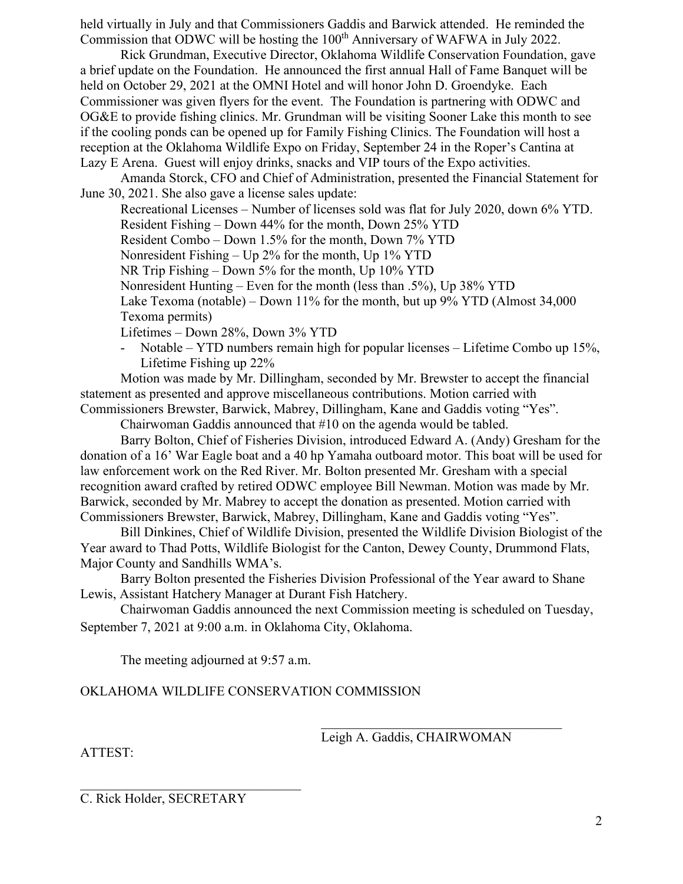held virtually in July and that Commissioners Gaddis and Barwick attended. He reminded the Commission that ODWC will be hosting the 100th Anniversary of WAFWA in July 2022.

Rick Grundman, Executive Director, Oklahoma Wildlife Conservation Foundation, gave a brief update on the Foundation. He announced the first annual Hall of Fame Banquet will be held on October 29, 2021 at the OMNI Hotel and will honor John D. Groendyke. Each Commissioner was given flyers for the event. The Foundation is partnering with ODWC and OG&E to provide fishing clinics. Mr. Grundman will be visiting Sooner Lake this month to see if the cooling ponds can be opened up for Family Fishing Clinics. The Foundation will host a reception at the Oklahoma Wildlife Expo on Friday, September 24 in the Roper's Cantina at Lazy E Arena. Guest will enjoy drinks, snacks and VIP tours of the Expo activities.

Amanda Storck, CFO and Chief of Administration, presented the Financial Statement for June 30, 2021. She also gave a license sales update:

Recreational Licenses – Number of licenses sold was flat for July 2020, down 6% YTD.
Resident Fishing – Down 44% for the month, Down 25% YTD
Resident Combo – Down 1.5% for the month, Down 7% YTD
Nonresident Fishing – Up 2% for the month, Up 1% YTD
NR Trip Fishing – Down 5% for the month, Up 10% YTD
Nonresident Hunting – Even for the month (less than .5%), Up 38% YTD
Lake Texoma (notable) – Down 11% for the month, but up 9% YTD (Almost 34,000 Texoma permits)
Lifetimes – Down 28%, Down 3% YTD

- Notable – YTD numbers remain high for popular licenses – Lifetime Combo up 15%, Lifetime Fishing up 22%

Motion was made by Mr. Dillingham, seconded by Mr. Brewster to accept the financial statement as presented and approve miscellaneous contributions. Motion carried with Commissioners Brewster, Barwick, Mabrey, Dillingham, Kane and Gaddis voting "Yes".

Chairwoman Gaddis announced that #10 on the agenda would be tabled.

Barry Bolton, Chief of Fisheries Division, introduced Edward A. (Andy) Gresham for the donation of a 16' War Eagle boat and a 40 hp Yamaha outboard motor. This boat will be used for law enforcement work on the Red River. Mr. Bolton presented Mr. Gresham with a special recognition award crafted by retired ODWC employee Bill Newman. Motion was made by Mr. Barwick, seconded by Mr. Mabrey to accept the donation as presented. Motion carried with Commissioners Brewster, Barwick, Mabrey, Dillingham, Kane and Gaddis voting "Yes".

Bill Dinkines, Chief of Wildlife Division, presented the Wildlife Division Biologist of the Year award to Thad Potts, Wildlife Biologist for the Canton, Dewey County, Drummond Flats, Major County and Sandhills WMA's.

Barry Bolton presented the Fisheries Division Professional of the Year award to Shane Lewis, Assistant Hatchery Manager at Durant Fish Hatchery.

Chairwoman Gaddis announced the next Commission meeting is scheduled on Tuesday, September 7, 2021 at 9:00 a.m. in Oklahoma City, Oklahoma.

The meeting adjourned at 9:57 a.m.

OKLAHOMA WILDLIFE CONSERVATION COMMISSION

\_\_\_\_\_\_\_\_\_\_\_\_\_\_\_\_\_\_\_\_\_\_\_\_\_\_\_\_\_\_\_\_\_\_\_\_
Leigh A. Gaddis, CHAIRWOMAN

ATTEST:

\_\_\_\_\_\_\_\_\_\_\_\_\_\_\_\_\_\_\_\_\_\_\_\_\_\_\_\_\_\_\_\_\_\_\_\_
C. Rick Holder, SECRETARY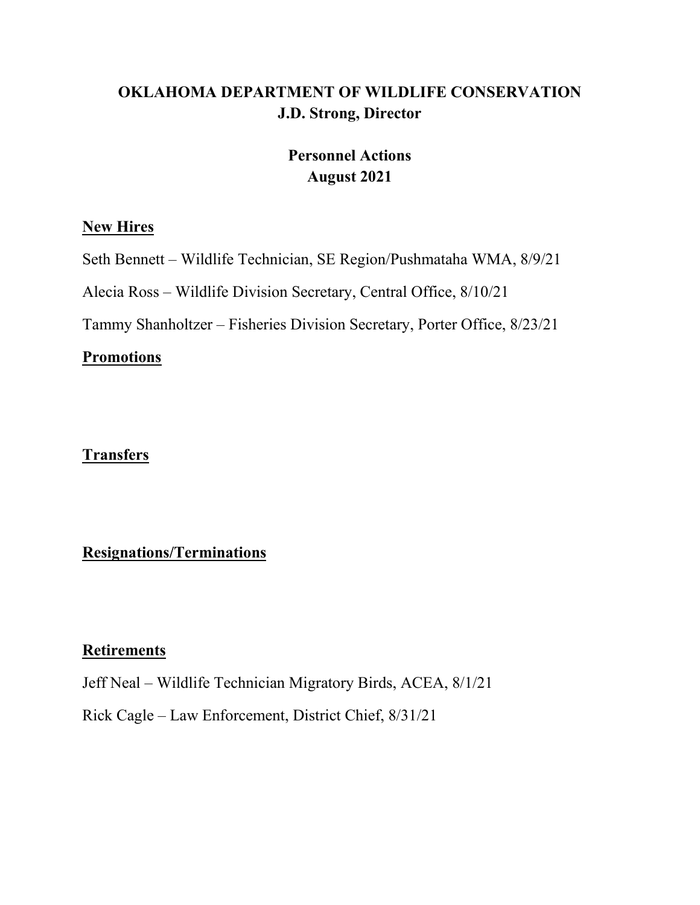# OKLAHOMA DEPARTMENT OF WILDLIFE CONSERVATION
## J.D. Strong, Director

## Personnel Actions
## August 2021

**New Hires**

Seth Bennett – Wildlife Technician, SE Region/Pushmataha WMA, 8/9/21

Alecia Ross – Wildlife Division Secretary, Central Office, 8/10/21

Tammy Shanholtzer – Fisheries Division Secretary, Porter Office, 8/23/21

**Promotions**

**Transfers**

**Resignations/Terminations**

**Retirements**

Jeff Neal – Wildlife Technician Migratory Birds, ACEA, 8/1/21

Rick Cagle – Law Enforcement, District Chief, 8/31/21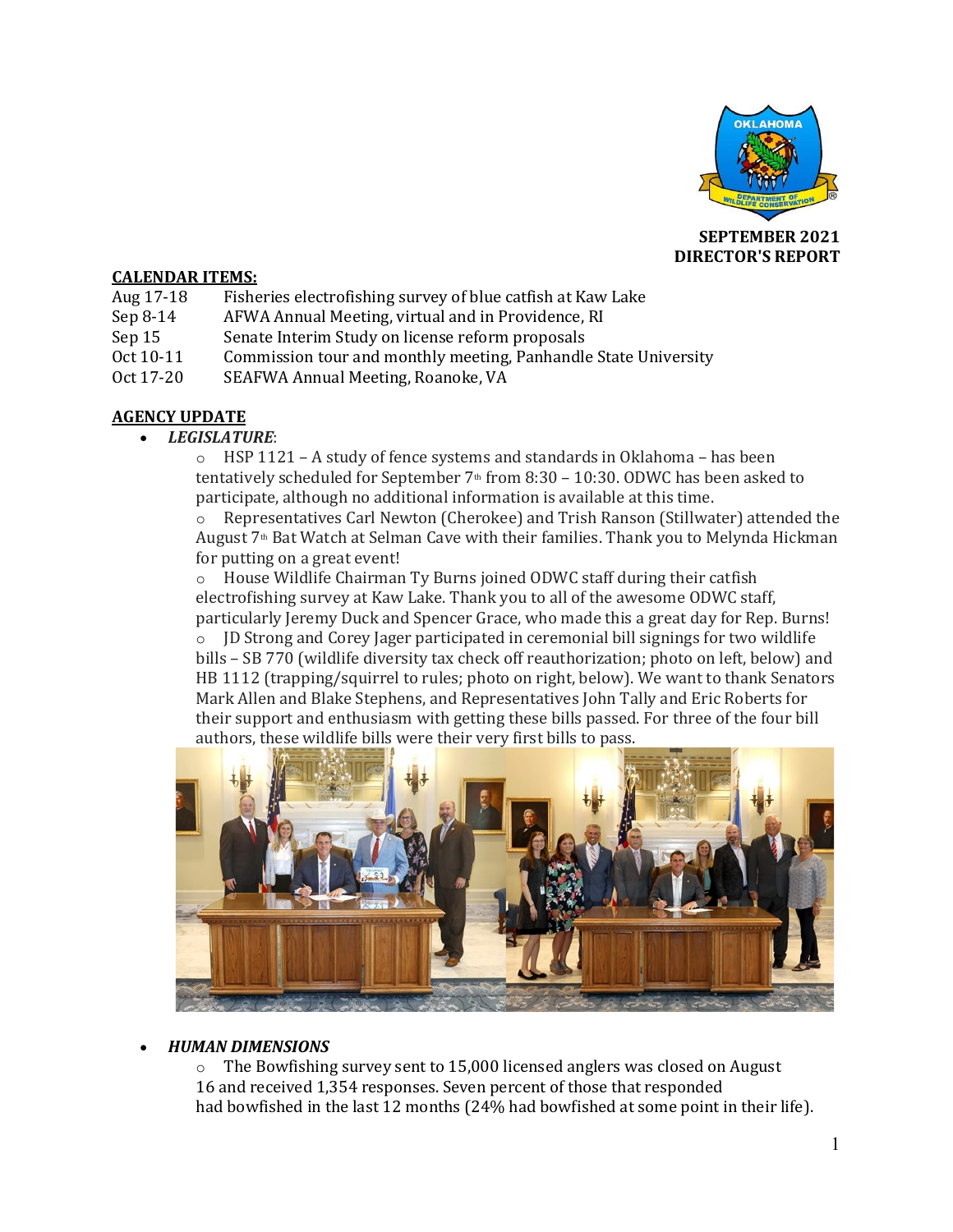**SEPTEMBER 2021**
**DIRECTOR'S REPORT**

**CALENDAR ITEMS:**

| | |
|---|---|
| Aug 17-18 | Fisheries electrofishing survey of blue catfish at Kaw Lake |
| Sep 8-14 | AFWA Annual Meeting, virtual and in Providence, RI |
| Sep 15 | Senate Interim Study on license reform proposals |
| Oct 10-11 | Commission tour and monthly meeting, Panhandle State University |
| Oct 17-20 | SEAFWA Annual Meeting, Roanoke, VA |

**AGENCY UPDATE**

- ***LEGISLATURE***:
  - HSP 1121 – A study of fence systems and standards in Oklahoma – has been tentatively scheduled for September 7th from 8:30 – 10:30. ODWC has been asked to participate, although no additional information is available at this time.
  - Representatives Carl Newton (Cherokee) and Trish Ranson (Stillwater) attended the August 7th Bat Watch at Selman Cave with their families. Thank you to Melynda Hickman for putting on a great event!
  - House Wildlife Chairman Ty Burns joined ODWC staff during their catfish electrofishing survey at Kaw Lake. Thank you to all of the awesome ODWC staff, particularly Jeremy Duck and Spencer Grace, who made this a great day for Rep. Burns!
  - JD Strong and Corey Jager participated in ceremonial bill signings for two wildlife bills – SB 770 (wildlife diversity tax check off reauthorization; photo on left, below) and HB 1112 (trapping/squirrel to rules; photo on right, below). We want to thank Senators Mark Allen and Blake Stephens, and Representatives John Tally and Eric Roberts for their support and enthusiasm with getting these bills passed. For three of the four bill authors, these wildlife bills were their very first bills to pass.

- ***HUMAN DIMENSIONS***
  - The Bowfishing survey sent to 15,000 licensed anglers was closed on August 16 and received 1,354 responses. Seven percent of those that responded had bowfished in the last 12 months (24% had bowfished at some point in their life).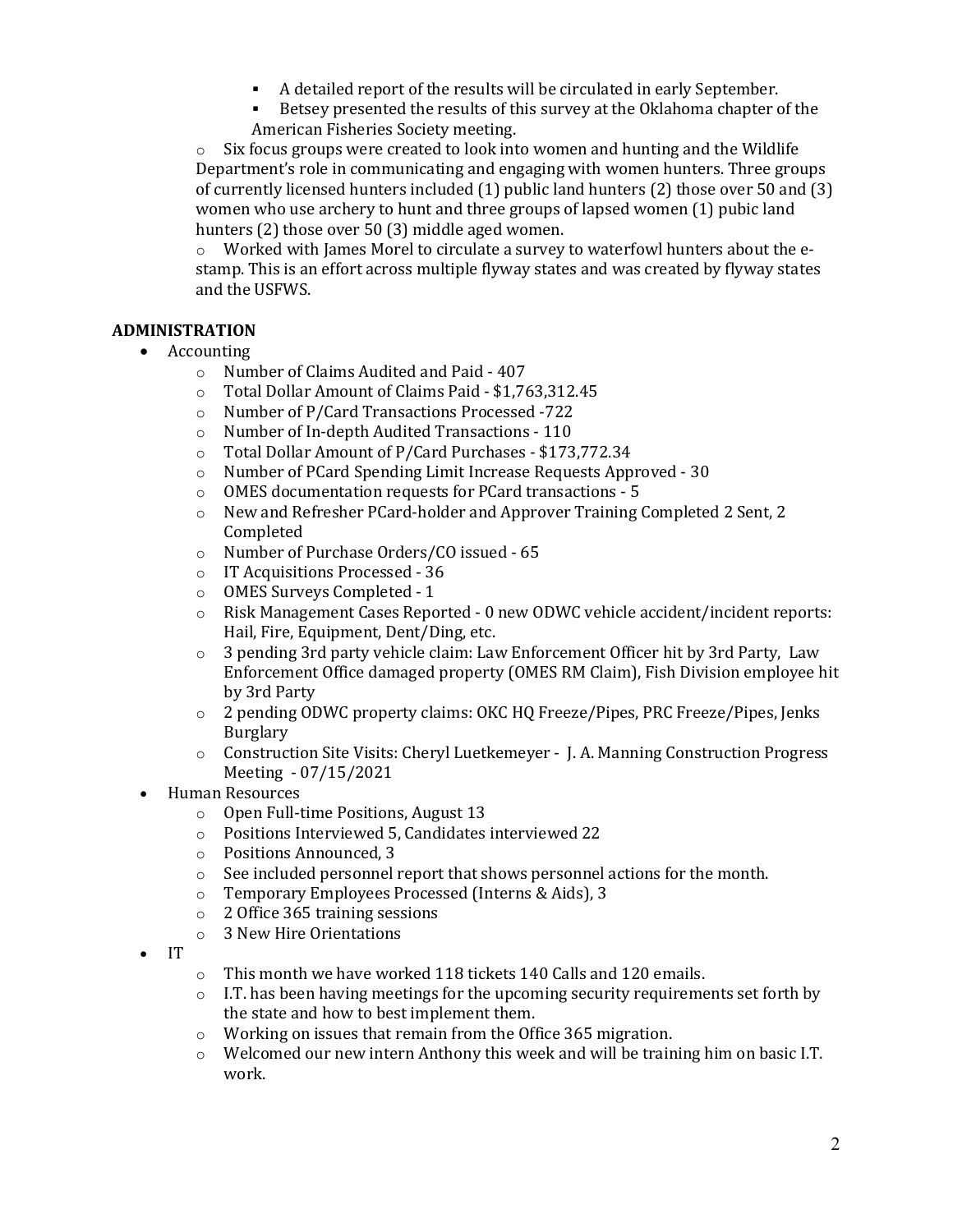- A detailed report of the results will be circulated in early September.
        - Betsey presented the results of this survey at the Oklahoma chapter of the American Fisheries Society meeting.
    - Six focus groups were created to look into women and hunting and the Wildlife Department's role in communicating and engaging with women hunters. Three groups of currently licensed hunters included (1) public land hunters (2) those over 50 and (3) women who use archery to hunt and three groups of lapsed women (1) pubic land hunters (2) those over 50 (3) middle aged women.
    - Worked with James Morel to circulate a survey to waterfowl hunters about the e-stamp. This is an effort across multiple flyway states and was created by flyway states and the USFWS.

## ADMINISTRATION

- Accounting
    - Number of Claims Audited and Paid - 407
    - Total Dollar Amount of Claims Paid - $1,763,312.45
    - Number of P/Card Transactions Processed -722
    - Number of In-depth Audited Transactions - 110
    - Total Dollar Amount of P/Card Purchases - $173,772.34
    - Number of PCard Spending Limit Increase Requests Approved - 30
    - OMES documentation requests for PCard transactions - 5
    - New and Refresher PCard-holder and Approver Training Completed 2 Sent, 2 Completed
    - Number of Purchase Orders/CO issued - 65
    - IT Acquisitions Processed - 36
    - OMES Surveys Completed - 1
    - Risk Management Cases Reported - 0 new ODWC vehicle accident/incident reports: Hail, Fire, Equipment, Dent/Ding, etc.
    - 3 pending 3rd party vehicle claim: Law Enforcement Officer hit by 3rd Party, Law Enforcement Office damaged property (OMES RM Claim), Fish Division employee hit by 3rd Party
    - 2 pending ODWC property claims: OKC HQ Freeze/Pipes, PRC Freeze/Pipes, Jenks Burglary
    - Construction Site Visits: Cheryl Luetkemeyer - J. A. Manning Construction Progress Meeting - 07/15/2021
- Human Resources
    - Open Full-time Positions, August 13
    - Positions Interviewed 5, Candidates interviewed 22
    - Positions Announced, 3
    - See included personnel report that shows personnel actions for the month.
    - Temporary Employees Processed (Interns & Aids), 3
    - 2 Office 365 training sessions
    - 3 New Hire Orientations
- IT
    - This month we have worked 118 tickets 140 Calls and 120 emails.
    - I.T. has been having meetings for the upcoming security requirements set forth by the state and how to best implement them.
    - Working on issues that remain from the Office 365 migration.
    - Welcomed our new intern Anthony this week and will be training him on basic I.T. work.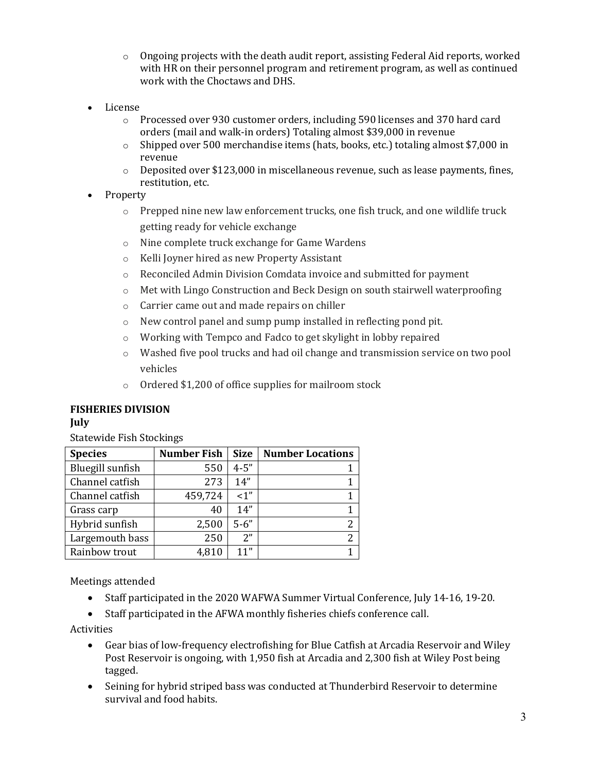- Ongoing projects with the death audit report, assisting Federal Aid reports, worked with HR on their personnel program and retirement program, as well as continued work with the Choctaws and DHS.

- License
  - Processed over 930 customer orders, including 590 licenses and 370 hard card orders (mail and walk-in orders) Totaling almost $39,000 in revenue
  - Shipped over 500 merchandise items (hats, books, etc.) totaling almost $7,000 in revenue
  - Deposited over $123,000 in miscellaneous revenue, such as lease payments, fines, restitution, etc.
- Property
  - Prepped nine new law enforcement trucks, one fish truck, and one wildlife truck getting ready for vehicle exchange
  - Nine complete truck exchange for Game Wardens
  - Kelli Joyner hired as new Property Assistant
  - Reconciled Admin Division Comdata invoice and submitted for payment
  - Met with Lingo Construction and Beck Design on south stairwell waterproofing
  - Carrier came out and made repairs on chiller
  - New control panel and sump pump installed in reflecting pond pit.
  - Working with Tempco and Fadco to get skylight in lobby repaired
  - Washed five pool trucks and had oil change and transmission service on two pool vehicles
  - Ordered $1,200 of office supplies for mailroom stock

**FISHERIES DIVISION**

**July**

Statewide Fish Stockings

| Species | Number Fish | Size | Number Locations |
|---|---|---|---|
| Bluegill sunfish | 550 | 4-5" | 1 |
| Channel catfish | 273 | 14" | 1 |
| Channel catfish | 459,724 | <1" | 1 |
| Grass carp | 40 | 14" | 1 |
| Hybrid sunfish | 2,500 | 5-6" | 2 |
| Largemouth bass | 250 | 2" | 2 |
| Rainbow trout | 4,810 | 11" | 1 |

Meetings attended

- Staff participated in the 2020 WAFWA Summer Virtual Conference, July 14-16, 19-20.
- Staff participated in the AFWA monthly fisheries chiefs conference call.

Activities

- Gear bias of low-frequency electrofishing for Blue Catfish at Arcadia Reservoir and Wiley Post Reservoir is ongoing, with 1,950 fish at Arcadia and 2,300 fish at Wiley Post being tagged.
- Seining for hybrid striped bass was conducted at Thunderbird Reservoir to determine survival and food habits.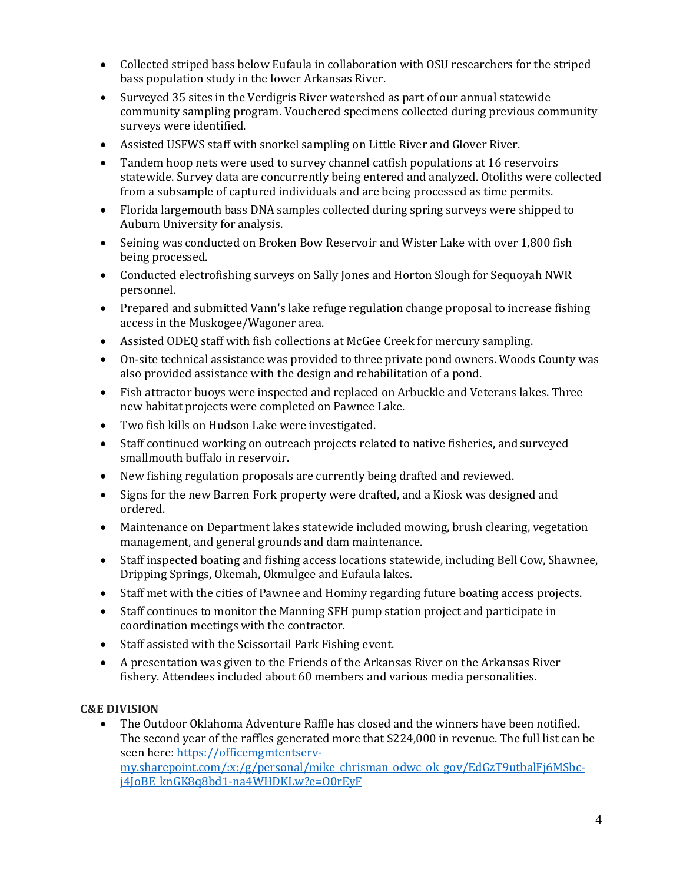- Collected striped bass below Eufaula in collaboration with OSU researchers for the striped bass population study in the lower Arkansas River.
- Surveyed 35 sites in the Verdigris River watershed as part of our annual statewide community sampling program. Vouchered specimens collected during previous community surveys were identified.
- Assisted USFWS staff with snorkel sampling on Little River and Glover River.
- Tandem hoop nets were used to survey channel catfish populations at 16 reservoirs statewide. Survey data are concurrently being entered and analyzed. Otoliths were collected from a subsample of captured individuals and are being processed as time permits.
- Florida largemouth bass DNA samples collected during spring surveys were shipped to Auburn University for analysis.
- Seining was conducted on Broken Bow Reservoir and Wister Lake with over 1,800 fish being processed.
- Conducted electrofishing surveys on Sally Jones and Horton Slough for Sequoyah NWR personnel.
- Prepared and submitted Vann's lake refuge regulation change proposal to increase fishing access in the Muskogee/Wagoner area.
- Assisted ODEQ staff with fish collections at McGee Creek for mercury sampling.
- On-site technical assistance was provided to three private pond owners. Woods County was also provided assistance with the design and rehabilitation of a pond.
- Fish attractor buoys were inspected and replaced on Arbuckle and Veterans lakes. Three new habitat projects were completed on Pawnee Lake.
- Two fish kills on Hudson Lake were investigated.
- Staff continued working on outreach projects related to native fisheries, and surveyed smallmouth buffalo in reservoir.
- New fishing regulation proposals are currently being drafted and reviewed.
- Signs for the new Barren Fork property were drafted, and a Kiosk was designed and ordered.
- Maintenance on Department lakes statewide included mowing, brush clearing, vegetation management, and general grounds and dam maintenance.
- Staff inspected boating and fishing access locations statewide, including Bell Cow, Shawnee, Dripping Springs, Okemah, Okmulgee and Eufaula lakes.
- Staff met with the cities of Pawnee and Hominy regarding future boating access projects.
- Staff continues to monitor the Manning SFH pump station project and participate in coordination meetings with the contractor.
- Staff assisted with the Scissortail Park Fishing event.
- A presentation was given to the Friends of the Arkansas River on the Arkansas River fishery. Attendees included about 60 members and various media personalities.

**C&E DIVISION**

- The Outdoor Oklahoma Adventure Raffle has closed and the winners have been notified. The second year of the raffles generated more that $224,000 in revenue. The full list can be seen here: [https://officemgmtentserv-my.sharepoint.com/:x:/g/personal/mike_chrisman_odwc_ok_gov/EdGzT9utbalFj6MSbc-j4JoBE_knGK8q8bd1-na4WHDKLw?e=O0rEyF](https://officemgmtentserv-my.sharepoint.com/:x:/g/personal/mike_chrisman_odwc_ok_gov/EdGzT9utbalFj6MSbc-j4JoBE_knGK8q8bd1-na4WHDKLw?e=O0rEyF)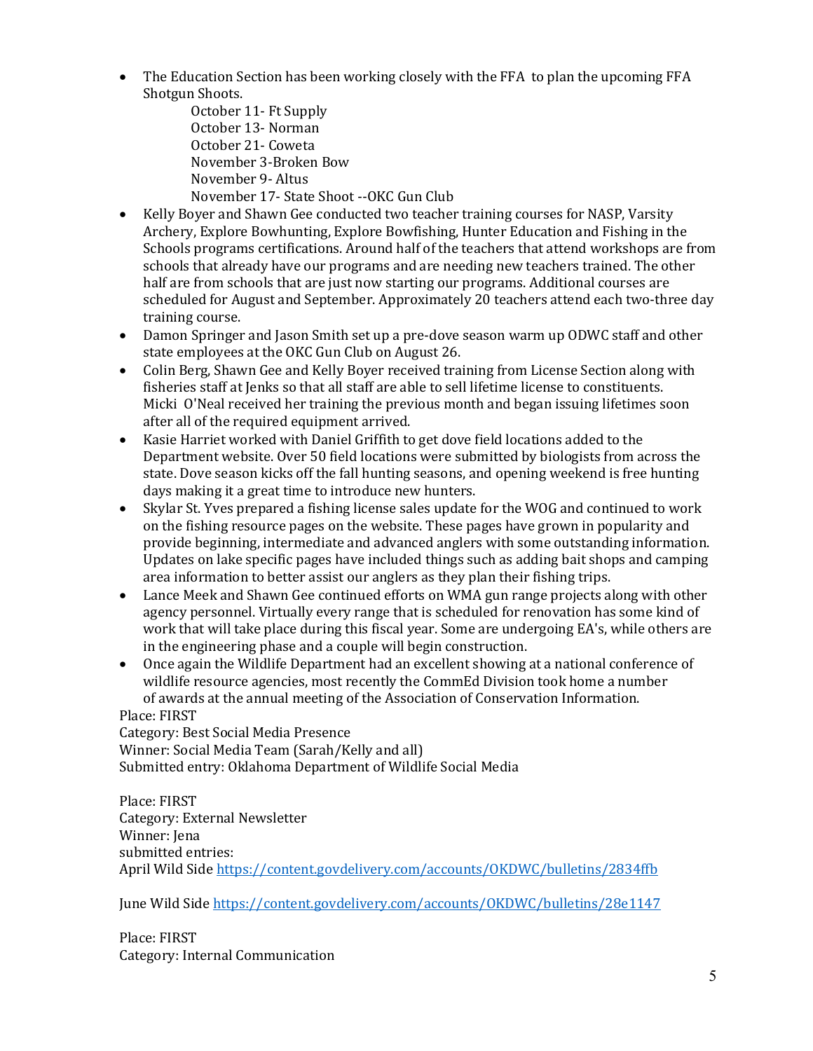- The Education Section has been working closely with the FFA to plan the upcoming FFA Shotgun Shoots.
  - October 11- Ft Supply
  - October 13- Norman
  - October 21- Coweta
  - November 3-Broken Bow
  - November 9- Altus
  - November 17- State Shoot --OKC Gun Club
- Kelly Boyer and Shawn Gee conducted two teacher training courses for NASP, Varsity Archery, Explore Bowhunting, Explore Bowfishing, Hunter Education and Fishing in the Schools programs certifications. Around half of the teachers that attend workshops are from schools that already have our programs and are needing new teachers trained. The other half are from schools that are just now starting our programs. Additional courses are scheduled for August and September. Approximately 20 teachers attend each two-three day training course.
- Damon Springer and Jason Smith set up a pre-dove season warm up ODWC staff and other state employees at the OKC Gun Club on August 26.
- Colin Berg, Shawn Gee and Kelly Boyer received training from License Section along with fisheries staff at Jenks so that all staff are able to sell lifetime license to constituents. Micki O'Neal received her training the previous month and began issuing lifetimes soon after all of the required equipment arrived.
- Kasie Harriet worked with Daniel Griffith to get dove field locations added to the Department website. Over 50 field locations were submitted by biologists from across the state. Dove season kicks off the fall hunting seasons, and opening weekend is free hunting days making it a great time to introduce new hunters.
- Skylar St. Yves prepared a fishing license sales update for the WOG and continued to work on the fishing resource pages on the website. These pages have grown in popularity and provide beginning, intermediate and advanced anglers with some outstanding information. Updates on lake specific pages have included things such as adding bait shops and camping area information to better assist our anglers as they plan their fishing trips.
- Lance Meek and Shawn Gee continued efforts on WMA gun range projects along with other agency personnel. Virtually every range that is scheduled for renovation has some kind of work that will take place during this fiscal year. Some are undergoing EA's, while others are in the engineering phase and a couple will begin construction.
- Once again the Wildlife Department had an excellent showing at a national conference of wildlife resource agencies, most recently the CommEd Division took home a number of awards at the annual meeting of the Association of Conservation Information.

Place: FIRST
Category: Best Social Media Presence
Winner: Social Media Team (Sarah/Kelly and all)
Submitted entry: Oklahoma Department of Wildlife Social Media

Place: FIRST
Category: External Newsletter
Winner: Jena
submitted entries:
April Wild Side https://content.govdelivery.com/accounts/OKDWC/bulletins/2834ffb

June Wild Side https://content.govdelivery.com/accounts/OKDWC/bulletins/28e1147

Place: FIRST
Category: Internal Communication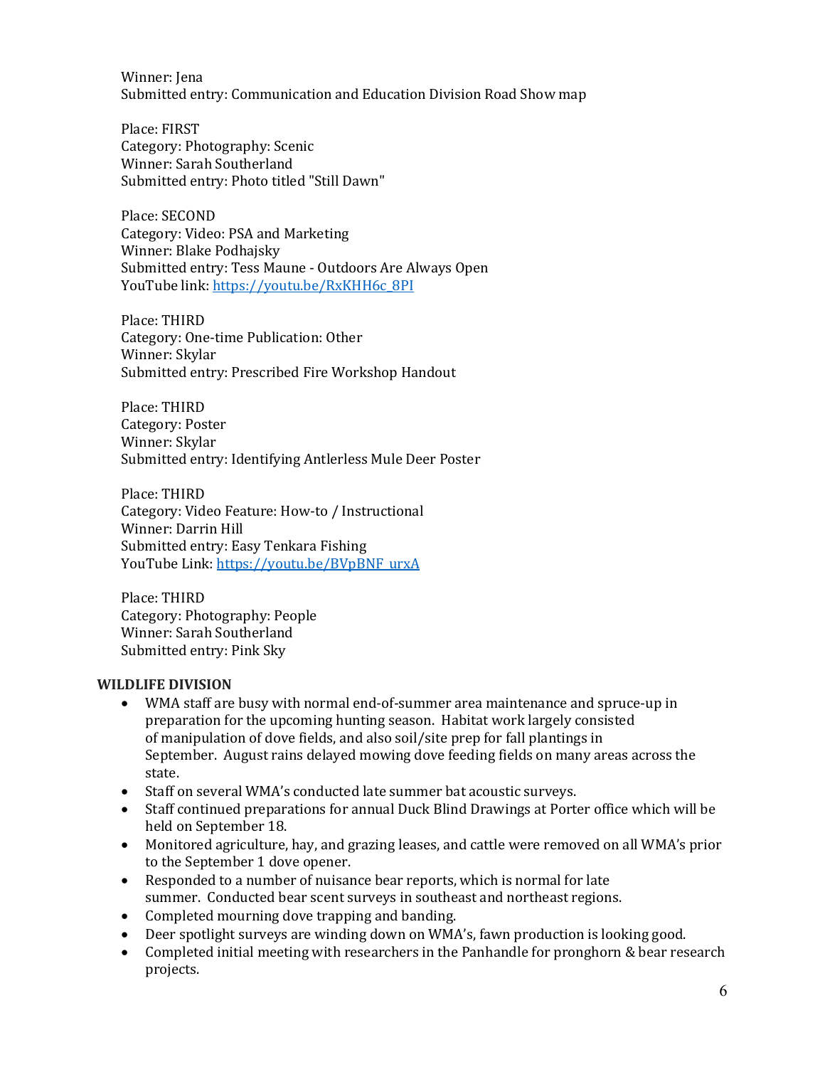Winner: Jena
Submitted entry: Communication and Education Division Road Show map

Place: FIRST
Category: Photography: Scenic
Winner: Sarah Southerland
Submitted entry: Photo titled "Still Dawn"

Place: SECOND
Category: Video: PSA and Marketing
Winner: Blake Podhajsky
Submitted entry: Tess Maune - Outdoors Are Always Open
YouTube link: https://youtu.be/RxKHH6c_8PI

Place: THIRD
Category: One-time Publication: Other
Winner: Skylar
Submitted entry: Prescribed Fire Workshop Handout

Place: THIRD
Category: Poster
Winner: Skylar
Submitted entry: Identifying Antlerless Mule Deer Poster

Place: THIRD
Category: Video Feature: How-to / Instructional
Winner: Darrin Hill
Submitted entry: Easy Tenkara Fishing
YouTube Link: https://youtu.be/BVpBNF_urxA

Place: THIRD
Category: Photography: People
Winner: Sarah Southerland
Submitted entry: Pink Sky

**WILDLIFE DIVISION**

- WMA staff are busy with normal end-of-summer area maintenance and spruce-up in preparation for the upcoming hunting season. Habitat work largely consisted of manipulation of dove fields, and also soil/site prep for fall plantings in September. August rains delayed mowing dove feeding fields on many areas across the state.
- Staff on several WMA's conducted late summer bat acoustic surveys.
- Staff continued preparations for annual Duck Blind Drawings at Porter office which will be held on September 18.
- Monitored agriculture, hay, and grazing leases, and cattle were removed on all WMA's prior to the September 1 dove opener.
- Responded to a number of nuisance bear reports, which is normal for late summer. Conducted bear scent surveys in southeast and northeast regions.
- Completed mourning dove trapping and banding.
- Deer spotlight surveys are winding down on WMA's, fawn production is looking good.
- Completed initial meeting with researchers in the Panhandle for pronghorn & bear research projects.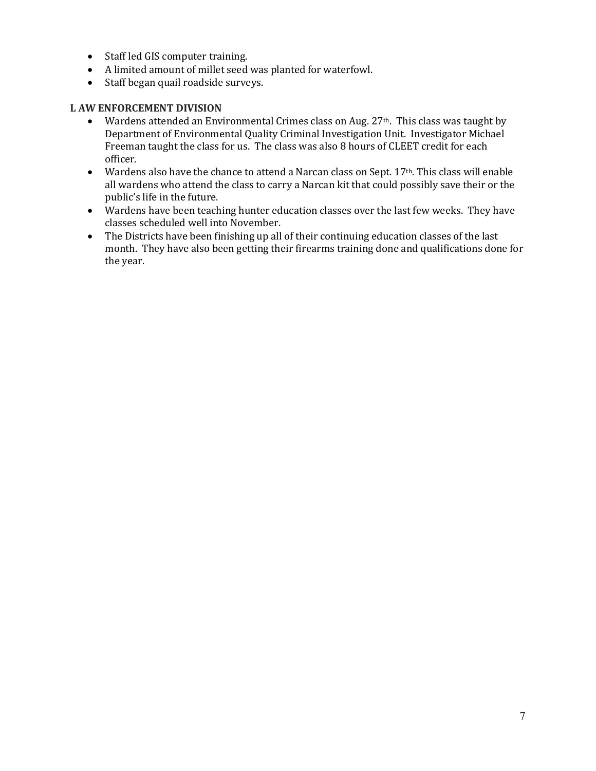- Staff led GIS computer training.
- A limited amount of millet seed was planted for waterfowl.
- Staff began quail roadside surveys.

**L AW ENFORCEMENT DIVISION**

- Wardens attended an Environmental Crimes class on Aug. 27th. This class was taught by Department of Environmental Quality Criminal Investigation Unit. Investigator Michael Freeman taught the class for us. The class was also 8 hours of CLEET credit for each officer.
- Wardens also have the chance to attend a Narcan class on Sept. 17th. This class will enable all wardens who attend the class to carry a Narcan kit that could possibly save their or the public's life in the future.
- Wardens have been teaching hunter education classes over the last few weeks. They have classes scheduled well into November.
- The Districts have been finishing up all of their continuing education classes of the last month. They have also been getting their firearms training done and qualifications done for the year.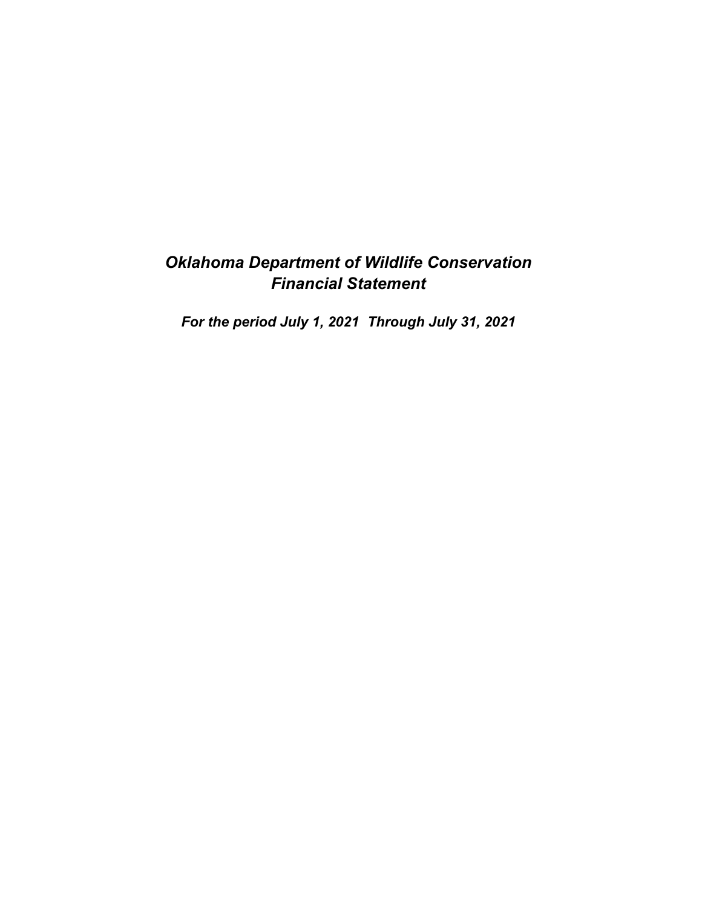# *Oklahoma Department of Wildlife Conservation*
# *Financial Statement*

***For the period July 1, 2021 Through July 31, 2021***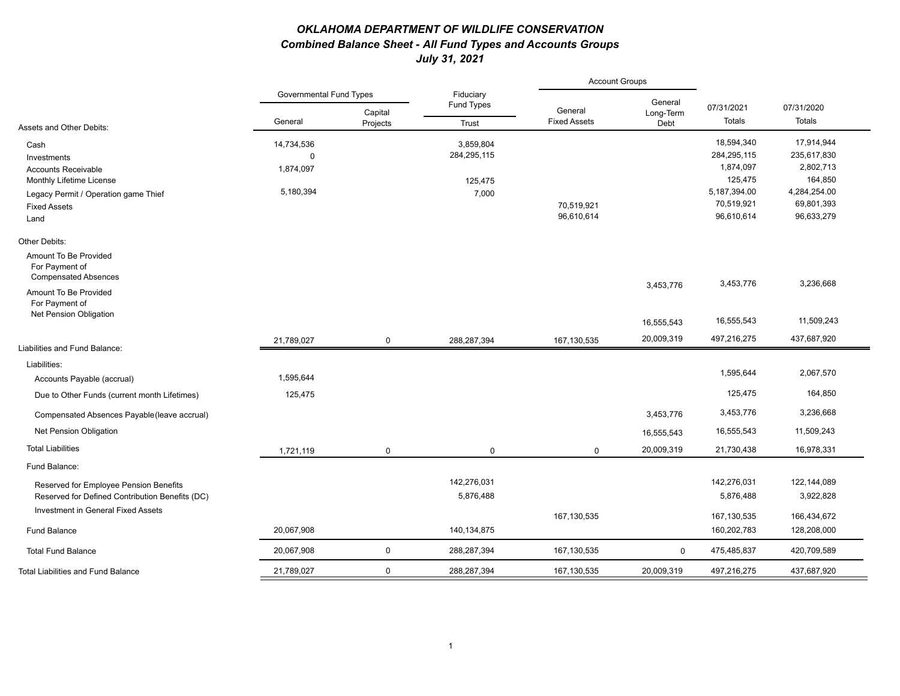# *OKLAHOMA DEPARTMENT OF WILDLIFE CONSERVATION*

## *Combined Balance Sheet - All Fund Types and Accounts Groups*

### *July 31, 2021*

| | Governmental Fund Types | | Fiduciary Fund Types | Account Groups | | | |
|---|---|---|---|---|---|---|---|
| Assets and Other Debits: | General | Capital Projects | Trust | General Fixed Assets | General Long-Term Debt | 07/31/2021 Totals | 07/31/2020 Totals |
| Cash | 14,734,536 | | 3,859,804 | | | 18,594,340 | 17,914,944 |
| Investments | 0 | | 284,295,115 | | | 284,295,115 | 235,617,830 |
| Accounts Receivable | 1,874,097 | | | | | 1,874,097 | 2,802,713 |
| Monthly Lifetime License | | | 125,475 | | | 125,475 | 164,850 |
| Legacy Permit / Operation game Thief | 5,180,394 | | 7,000 | | | 5,187,394.00 | 4,284,254.00 |
| Fixed Assets | | | | 70,519,921 | | 70,519,921 | 69,801,393 |
| Land | | | | 96,610,614 | | 96,610,614 | 96,633,279 |
| Other Debits: | | | | | | | |
| Amount To Be Provided For Payment of Compensated Absences | | | | | 3,453,776 | 3,453,776 | 3,236,668 |
| Amount To Be Provided For Payment of Net Pension Obligation | | | | | 16,555,543 | 16,555,543 | 11,509,243 |
| | 21,789,027 | 0 | 288,287,394 | 167,130,535 | 20,009,319 | 497,216,275 | 437,687,920 |
| Liabilities and Fund Balance: | | | | | | | |
| Liabilities: | | | | | | | |
| Accounts Payable (accrual) | 1,595,644 | | | | | 1,595,644 | 2,067,570 |
| Due to Other Funds (current month Lifetimes) | 125,475 | | | | | 125,475 | 164,850 |
| Compensated Absences Payable(leave accrual) | | | | | 3,453,776 | 3,453,776 | 3,236,668 |
| Net Pension Obligation | | | | | 16,555,543 | 16,555,543 | 11,509,243 |
| Total Liabilities | 1,721,119 | 0 | 0 | 0 | 20,009,319 | 21,730,438 | 16,978,331 |
| Fund Balance: | | | | | | | |
| Reserved for Employee Pension Benefits | | | 142,276,031 | | | 142,276,031 | 122,144,089 |
| Reserved for Defined Contribution Benefits (DC) | | | 5,876,488 | | | 5,876,488 | 3,922,828 |
| Investment in General Fixed Assets | | | | 167,130,535 | | 167,130,535 | 166,434,672 |
| Fund Balance | 20,067,908 | | 140,134,875 | | | 160,202,783 | 128,208,000 |
| Total Fund Balance | 20,067,908 | 0 | 288,287,394 | 167,130,535 | 0 | 475,485,837 | 420,709,589 |
| Total Liabilities and Fund Balance | 21,789,027 | 0 | 288,287,394 | 167,130,535 | 20,009,319 | 497,216,275 | 437,687,920 |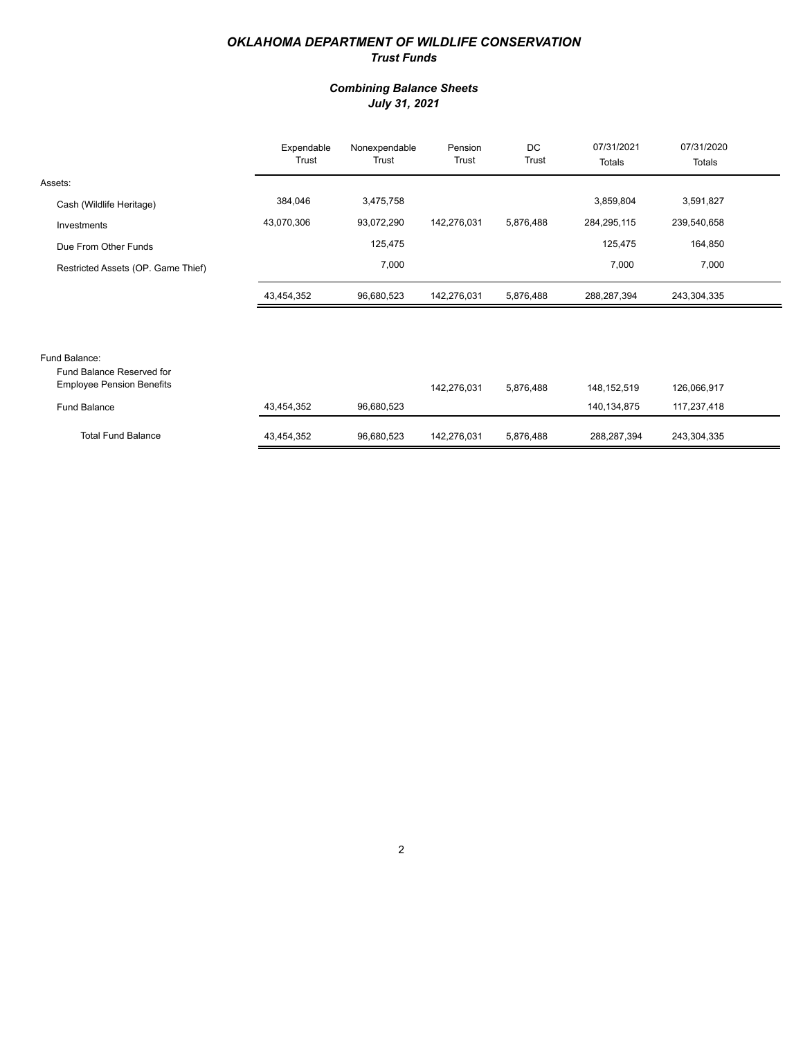# *OKLAHOMA DEPARTMENT OF WILDLIFE CONSERVATION*
## *Trust Funds*

### *Combining Balance Sheets*
### *July 31, 2021*

| | Expendable Trust | Nonexpendable Trust | Pension Trust | DC Trust | 07/31/2021 Totals | 07/31/2020 Totals |
|---|---|---|---|---|---|---|
| Assets: | | | | | | |
| Cash (Wildlife Heritage) | 384,046 | 3,475,758 | | | 3,859,804 | 3,591,827 |
| Investments | 43,070,306 | 93,072,290 | 142,276,031 | 5,876,488 | 284,295,115 | 239,540,658 |
| Due From Other Funds | | 125,475 | | | 125,475 | 164,850 |
| Restricted Assets (OP. Game Thief) | | 7,000 | | | 7,000 | 7,000 |
| | 43,454,352 | 96,680,523 | 142,276,031 | 5,876,488 | 288,287,394 | 243,304,335 |
| Fund Balance: | | | | | | |
| Fund Balance Reserved for Employee Pension Benefits | | | 142,276,031 | 5,876,488 | 148,152,519 | 126,066,917 |
| Fund Balance | 43,454,352 | 96,680,523 | | | 140,134,875 | 117,237,418 |
| Total Fund Balance | 43,454,352 | 96,680,523 | 142,276,031 | 5,876,488 | 288,287,394 | 243,304,335 |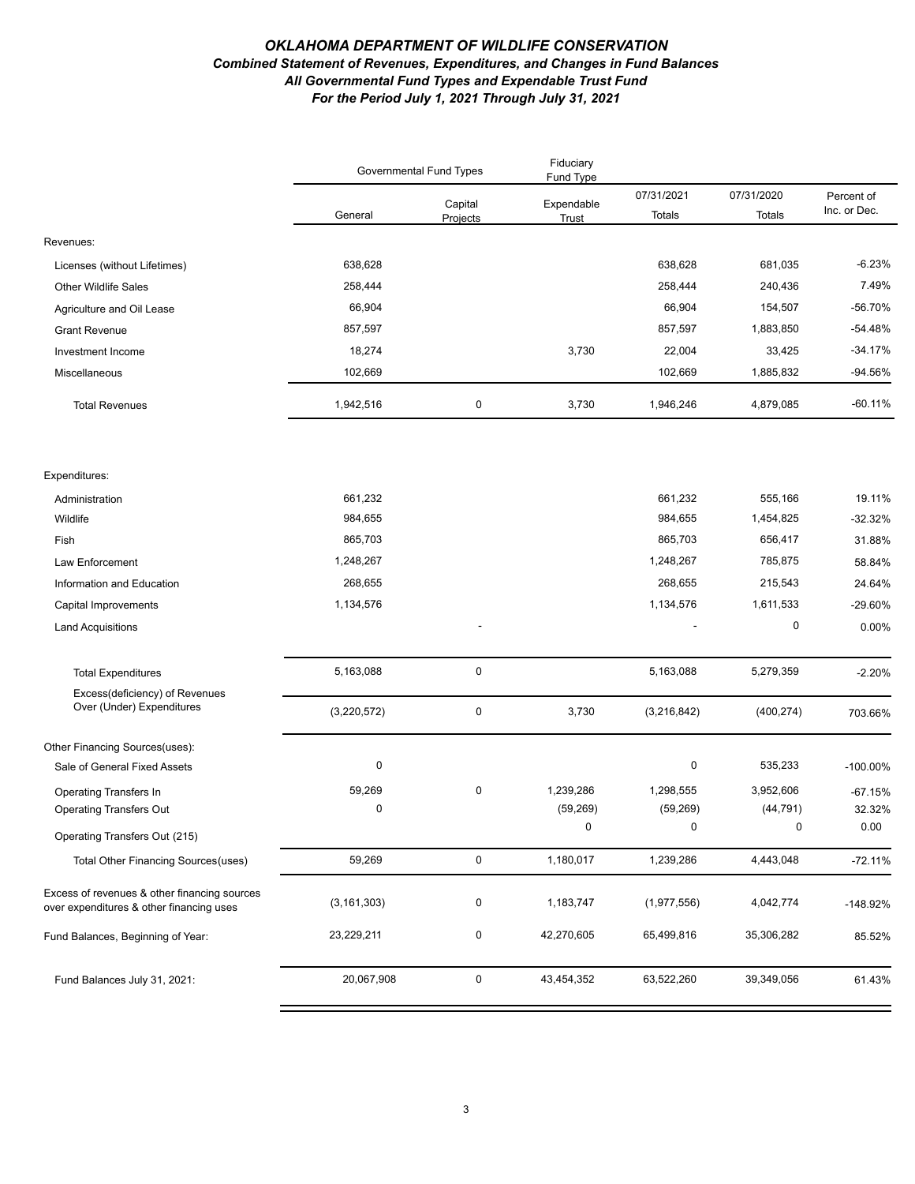# *OKLAHOMA DEPARTMENT OF WILDLIFE CONSERVATION*

## *Combined Statement of Revenues, Expenditures, and Changes in Fund Balances*

### *All Governmental Fund Types and Expendable Trust Fund*

### *For the Period July 1, 2021 Through July 31, 2021*

| | Governmental Fund Types | | Fiduciary Fund Type | | | |
|---|---|---|---|---|---|---|
| | General | Capital Projects | Expendable Trust | 07/31/2021 Totals | 07/31/2020 Totals | Percent of Inc. or Dec. |
| Revenues: | | | | | | |
| Licenses (without Lifetimes) | 638,628 | | | 638,628 | 681,035 | -6.23% |
| Other Wildlife Sales | 258,444 | | | 258,444 | 240,436 | 7.49% |
| Agriculture and Oil Lease | 66,904 | | | 66,904 | 154,507 | -56.70% |
| Grant Revenue | 857,597 | | | 857,597 | 1,883,850 | -54.48% |
| Investment Income | 18,274 | | 3,730 | 22,004 | 33,425 | -34.17% |
| Miscellaneous | 102,669 | | | 102,669 | 1,885,832 | -94.56% |
| Total Revenues | 1,942,516 | 0 | 3,730 | 1,946,246 | 4,879,085 | -60.11% |
| Expenditures: | | | | | | |
| Administration | 661,232 | | | 661,232 | 555,166 | 19.11% |
| Wildlife | 984,655 | | | 984,655 | 1,454,825 | -32.32% |
| Fish | 865,703 | | | 865,703 | 656,417 | 31.88% |
| Law Enforcement | 1,248,267 | | | 1,248,267 | 785,875 | 58.84% |
| Information and Education | 268,655 | | | 268,655 | 215,543 | 24.64% |
| Capital Improvements | 1,134,576 | | | 1,134,576 | 1,611,533 | -29.60% |
| Land Acquisitions | | - | | - | 0 | 0.00% |
| Total Expenditures | 5,163,088 | 0 | | 5,163,088 | 5,279,359 | -2.20% |
| Excess(deficiency) of Revenues Over (Under) Expenditures | (3,220,572) | 0 | 3,730 | (3,216,842) | (400,274) | 703.66% |
| Other Financing Sources(uses): | | | | | | |
| Sale of General Fixed Assets | 0 | | | 0 | 535,233 | -100.00% |
| Operating Transfers In | 59,269 | 0 | 1,239,286 | 1,298,555 | 3,952,606 | -67.15% |
| Operating Transfers Out | 0 | | (59,269) | (59,269) | (44,791) | 32.32% |
| Operating Transfers Out (215) | | | 0 | 0 | 0 | 0.00 |
| Total Other Financing Sources(uses) | 59,269 | 0 | 1,180,017 | 1,239,286 | 4,443,048 | -72.11% |
| Excess of revenues & other financing sources over expenditures & other financing uses | (3,161,303) | 0 | 1,183,747 | (1,977,556) | 4,042,774 | -148.92% |
| Fund Balances, Beginning of Year: | 23,229,211 | 0 | 42,270,605 | 65,499,816 | 35,306,282 | 85.52% |
| Fund Balances July 31, 2021: | 20,067,908 | 0 | 43,454,352 | 63,522,260 | 39,349,056 | 61.43% |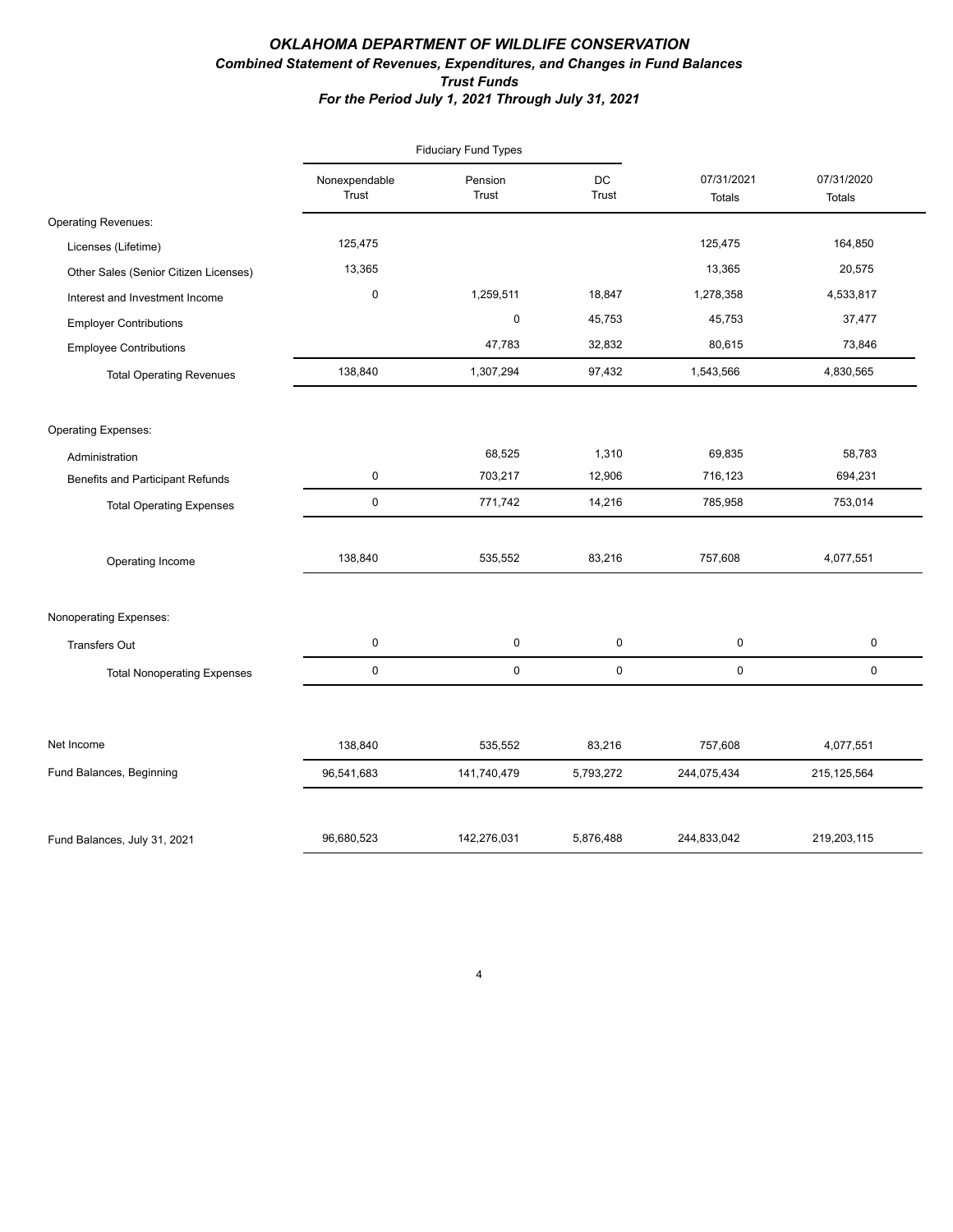# OKLAHOMA DEPARTMENT OF WILDLIFE CONSERVATION

### *Combined Statement of Revenues, Expenditures, and Changes in Fund Balances*
### *Trust Funds*
### *For the Period July 1, 2021 Through July 31, 2021*

| | Fiduciary Fund Types | | | | |
|---|---|---|---|---|---|
| | Nonexpendable Trust | Pension Trust | DC Trust | 07/31/2021 Totals | 07/31/2020 Totals |
| Operating Revenues: | | | | | |
| Licenses (Lifetime) | 125,475 | | | 125,475 | 164,850 |
| Other Sales (Senior Citizen Licenses) | 13,365 | | | 13,365 | 20,575 |
| Interest and Investment Income | 0 | 1,259,511 | 18,847 | 1,278,358 | 4,533,817 |
| Employer Contributions | | 0 | 45,753 | 45,753 | 37,477 |
| Employee Contributions | | 47,783 | 32,832 | 80,615 | 73,846 |
| Total Operating Revenues | 138,840 | 1,307,294 | 97,432 | 1,543,566 | 4,830,565 |
| Operating Expenses: | | | | | |
| Administration | | 68,525 | 1,310 | 69,835 | 58,783 |
| Benefits and Participant Refunds | 0 | 703,217 | 12,906 | 716,123 | 694,231 |
| Total Operating Expenses | 0 | 771,742 | 14,216 | 785,958 | 753,014 |
| Operating Income | 138,840 | 535,552 | 83,216 | 757,608 | 4,077,551 |
| Nonoperating Expenses: | | | | | |
| Transfers Out | 0 | 0 | 0 | 0 | 0 |
| Total Nonoperating Expenses | 0 | 0 | 0 | 0 | 0 |
| Net Income | 138,840 | 535,552 | 83,216 | 757,608 | 4,077,551 |
| Fund Balances, Beginning | 96,541,683 | 141,740,479 | 5,793,272 | 244,075,434 | 215,125,564 |
| Fund Balances, July 31, 2021 | 96,680,523 | 142,276,031 | 5,876,488 | 244,833,042 | 219,203,115 |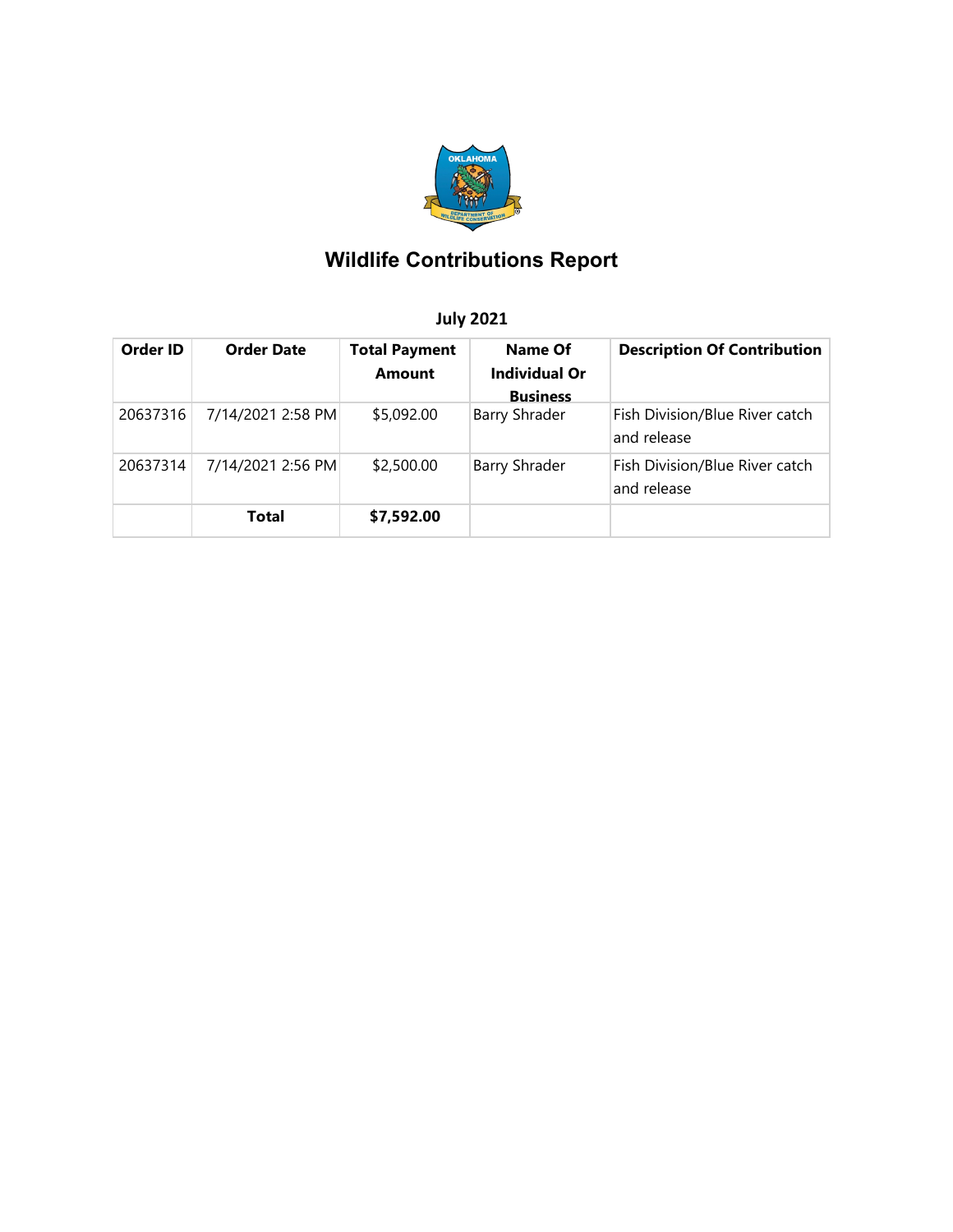# Wildlife Contributions Report

## July 2021

| Order ID | Order Date | Total Payment Amount | Name Of Individual Or Business | Description Of Contribution |
|---|---|---|---|---|
| 20637316 | 7/14/2021 2:58 PM | $5,092.00 | Barry Shrader | Fish Division/Blue River catch and release |
| 20637314 | 7/14/2021 2:56 PM | $2,500.00 | Barry Shrader | Fish Division/Blue River catch and release |
| | **Total** | **$7,592.00** | | |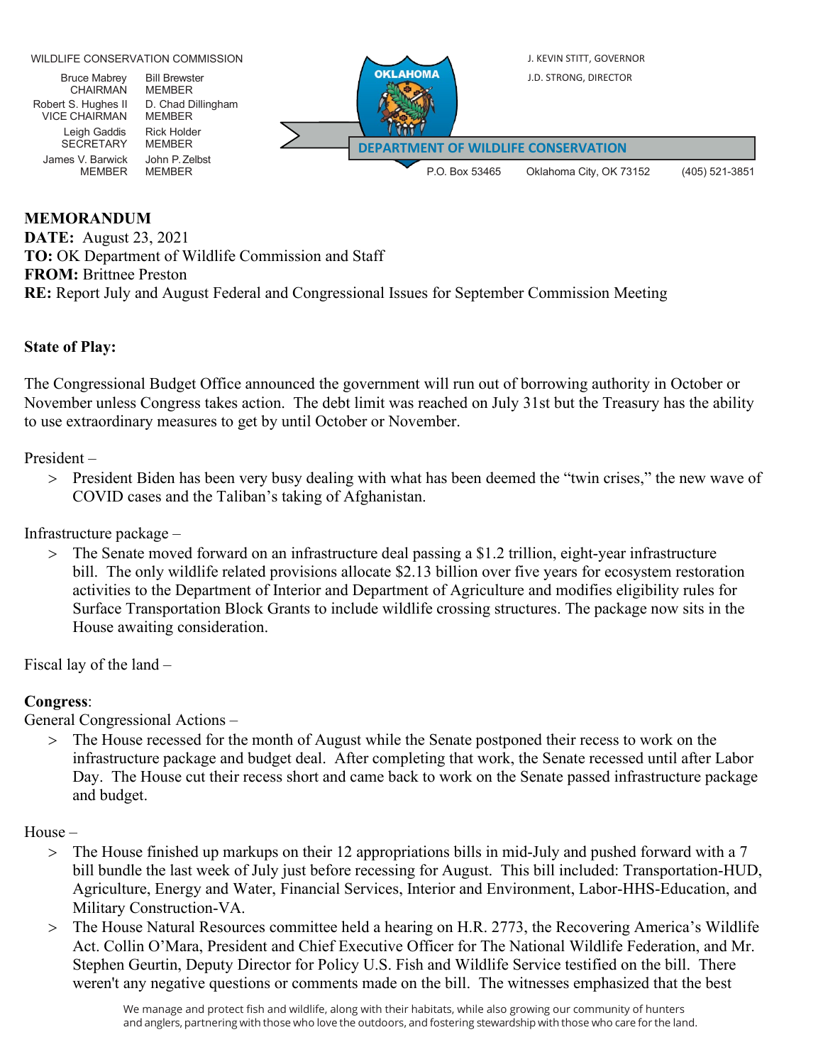WILDLIFE CONSERVATION COMMISSION

| | |
|---|---|
| Bruce Mabrey CHAIRMAN | Bill Brewster MEMBER |
| Robert S. Hughes II VICE CHAIRMAN | D. Chad Dillingham MEMBER |
| Leigh Gaddis SECRETARY | Rick Holder MEMBER |
| James V. Barwick MEMBER | John P. Zelbst MEMBER |

J. KEVIN STITT, GOVERNOR

J.D. STRONG, DIRECTOR

OKLAHOMA

DEPARTMENT OF WILDLIFE CONSERVATION

P.O. Box 53465 Oklahoma City, OK 73152 (405) 521-3851

**MEMORANDUM**
**DATE:** August 23, 2021
**TO:** OK Department of Wildlife Commission and Staff
**FROM:** Brittnee Preston
**RE:** Report July and August Federal and Congressional Issues for September Commission Meeting

**State of Play:**

The Congressional Budget Office announced the government will run out of borrowing authority in October or November unless Congress takes action. The debt limit was reached on July 31st but the Treasury has the ability to use extraordinary measures to get by until October or November.

President –

> President Biden has been very busy dealing with what has been deemed the "twin crises," the new wave of COVID cases and the Taliban's taking of Afghanistan.

Infrastructure package –

> The Senate moved forward on an infrastructure deal passing a $1.2 trillion, eight-year infrastructure bill. The only wildlife related provisions allocate $2.13 billion over five years for ecosystem restoration activities to the Department of Interior and Department of Agriculture and modifies eligibility rules for Surface Transportation Block Grants to include wildlife crossing structures. The package now sits in the House awaiting consideration.

Fiscal lay of the land –

**Congress**:
General Congressional Actions –

> The House recessed for the month of August while the Senate postponed their recess to work on the infrastructure package and budget deal. After completing that work, the Senate recessed until after Labor Day. The House cut their recess short and came back to work on the Senate passed infrastructure package and budget.

House –

> The House finished up markups on their 12 appropriations bills in mid-July and pushed forward with a 7 bill bundle the last week of July just before recessing for August. This bill included: Transportation-HUD, Agriculture, Energy and Water, Financial Services, Interior and Environment, Labor-HHS-Education, and Military Construction-VA.

> The House Natural Resources committee held a hearing on H.R. 2773, the Recovering America's Wildlife Act. Collin O'Mara, President and Chief Executive Officer for The National Wildlife Federation, and Mr. Stephen Geurtin, Deputy Director for Policy U.S. Fish and Wildlife Service testified on the bill. There weren't any negative questions or comments made on the bill. The witnesses emphasized that the best

We manage and protect fish and wildlife, along with their habitats, while also growing our community of hunters and anglers, partnering with those who love the outdoors, and fostering stewardship with those who care for the land.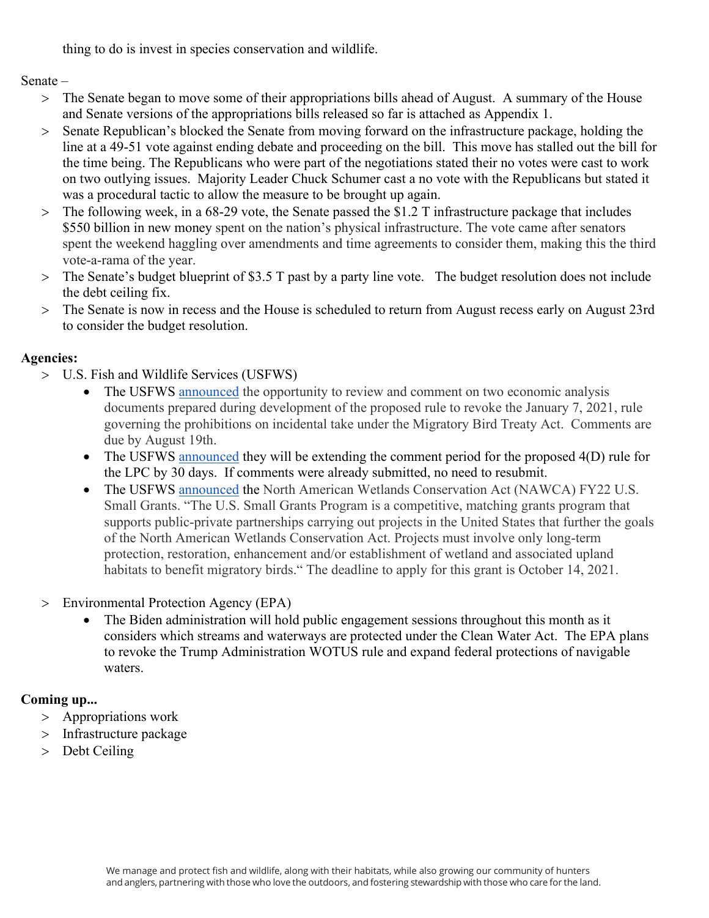thing to do is invest in species conservation and wildlife.

Senate –

> The Senate began to move some of their appropriations bills ahead of August. A summary of the House and Senate versions of the appropriations bills released so far is attached as Appendix 1.

> Senate Republican's blocked the Senate from moving forward on the infrastructure package, holding the line at a 49-51 vote against ending debate and proceeding on the bill. This move has stalled out the bill for the time being. The Republicans who were part of the negotiations stated their no votes were cast to work on two outlying issues. Majority Leader Chuck Schumer cast a no vote with the Republicans but stated it was a procedural tactic to allow the measure to be brought up again.

> The following week, in a 68-29 vote, the Senate passed the $1.2 T infrastructure package that includes $550 billion in new money spent on the nation's physical infrastructure. The vote came after senators spent the weekend haggling over amendments and time agreements to consider them, making this the third vote-a-rama of the year.

> The Senate's budget blueprint of $3.5 T past by a party line vote. The budget resolution does not include the debt ceiling fix.

> The Senate is now in recess and the House is scheduled to return from August recess early on August 23rd to consider the budget resolution.

**Agencies:**

> U.S. Fish and Wildlife Services (USFWS)

- The USFWS announced the opportunity to review and comment on two economic analysis documents prepared during development of the proposed rule to revoke the January 7, 2021, rule governing the prohibitions on incidental take under the Migratory Bird Treaty Act. Comments are due by August 19th.
- The USFWS announced they will be extending the comment period for the proposed 4(D) rule for the LPC by 30 days. If comments were already submitted, no need to resubmit.
- The USFWS announced the North American Wetlands Conservation Act (NAWCA) FY22 U.S. Small Grants. "The U.S. Small Grants Program is a competitive, matching grants program that supports public-private partnerships carrying out projects in the United States that further the goals of the North American Wetlands Conservation Act. Projects must involve only long-term protection, restoration, enhancement and/or establishment of wetland and associated upland habitats to benefit migratory birds." The deadline to apply for this grant is October 14, 2021.

> Environmental Protection Agency (EPA)

- The Biden administration will hold public engagement sessions throughout this month as it considers which streams and waterways are protected under the Clean Water Act. The EPA plans to revoke the Trump Administration WOTUS rule and expand federal protections of navigable waters.

**Coming up...**

> Appropriations work

> Infrastructure package

> Debt Ceiling

We manage and protect fish and wildlife, along with their habitats, while also growing our community of hunters and anglers, partnering with those who love the outdoors, and fostering stewardship with those who care for the land.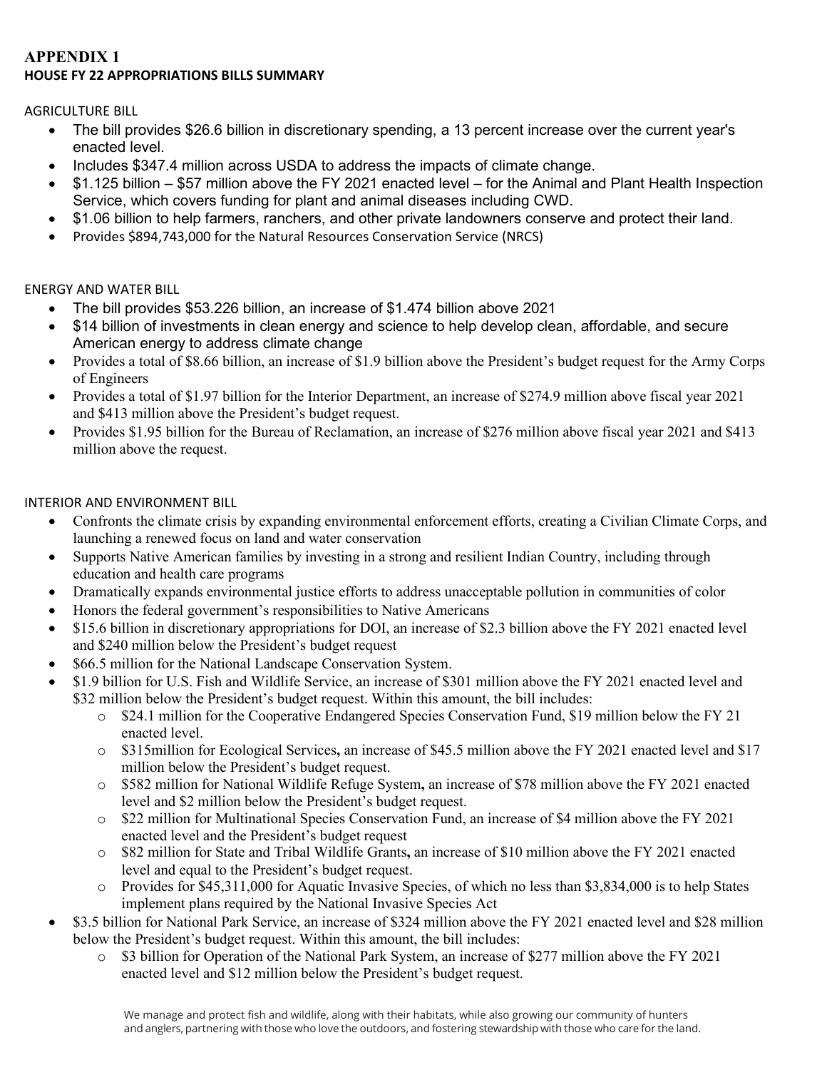# APPENDIX 1
## HOUSE FY 22 APPROPRIATIONS BILLS SUMMARY

AGRICULTURE BILL

- The bill provides $26.6 billion in discretionary spending, a 13 percent increase over the current year's enacted level.
- Includes $347.4 million across USDA to address the impacts of climate change.
- $1.125 billion – $57 million above the FY 2021 enacted level – for the Animal and Plant Health Inspection Service, which covers funding for plant and animal diseases including CWD.
- $1.06 billion to help farmers, ranchers, and other private landowners conserve and protect their land.
- Provides $894,743,000 for the Natural Resources Conservation Service (NRCS)

ENERGY AND WATER BILL

- The bill provides $53.226 billion, an increase of $1.474 billion above 2021
- $14 billion of investments in clean energy and science to help develop clean, affordable, and secure American energy to address climate change
- Provides a total of $8.66 billion, an increase of $1.9 billion above the President's budget request for the Army Corps of Engineers
- Provides a total of $1.97 billion for the Interior Department, an increase of $274.9 million above fiscal year 2021 and $413 million above the President's budget request.
- Provides $1.95 billion for the Bureau of Reclamation, an increase of $276 million above fiscal year 2021 and $413 million above the request.

INTERIOR AND ENVIRONMENT BILL

- Confronts the climate crisis by expanding environmental enforcement efforts, creating a Civilian Climate Corps, and launching a renewed focus on land and water conservation
- Supports Native American families by investing in a strong and resilient Indian Country, including through education and health care programs
- Dramatically expands environmental justice efforts to address unacceptable pollution in communities of color
- Honors the federal government's responsibilities to Native Americans
- $15.6 billion in discretionary appropriations for DOI, an increase of $2.3 billion above the FY 2021 enacted level and $240 million below the President's budget request
- $66.5 million for the National Landscape Conservation System.
- $1.9 billion for U.S. Fish and Wildlife Service, an increase of $301 million above the FY 2021 enacted level and $32 million below the President's budget request. Within this amount, the bill includes:
  - $24.1 million for the Cooperative Endangered Species Conservation Fund, $19 million below the FY 21 enacted level.
  - $315million for Ecological Services**,** an increase of $45.5 million above the FY 2021 enacted level and $17 million below the President's budget request.
  - $582 million for National Wildlife Refuge System**,** an increase of $78 million above the FY 2021 enacted level and $2 million below the President's budget request.
  - $22 million for Multinational Species Conservation Fund, an increase of $4 million above the FY 2021 enacted level and the President's budget request
  - $82 million for State and Tribal Wildlife Grants**,** an increase of $10 million above the FY 2021 enacted level and equal to the President's budget request.
  - Provides for $45,311,000 for Aquatic Invasive Species, of which no less than $3,834,000 is to help States implement plans required by the National Invasive Species Act
- $3.5 billion for National Park Service, an increase of $324 million above the FY 2021 enacted level and $28 million below the President's budget request. Within this amount, the bill includes:
  - $3 billion for Operation of the National Park System, an increase of $277 million above the FY 2021 enacted level and $12 million below the President's budget request.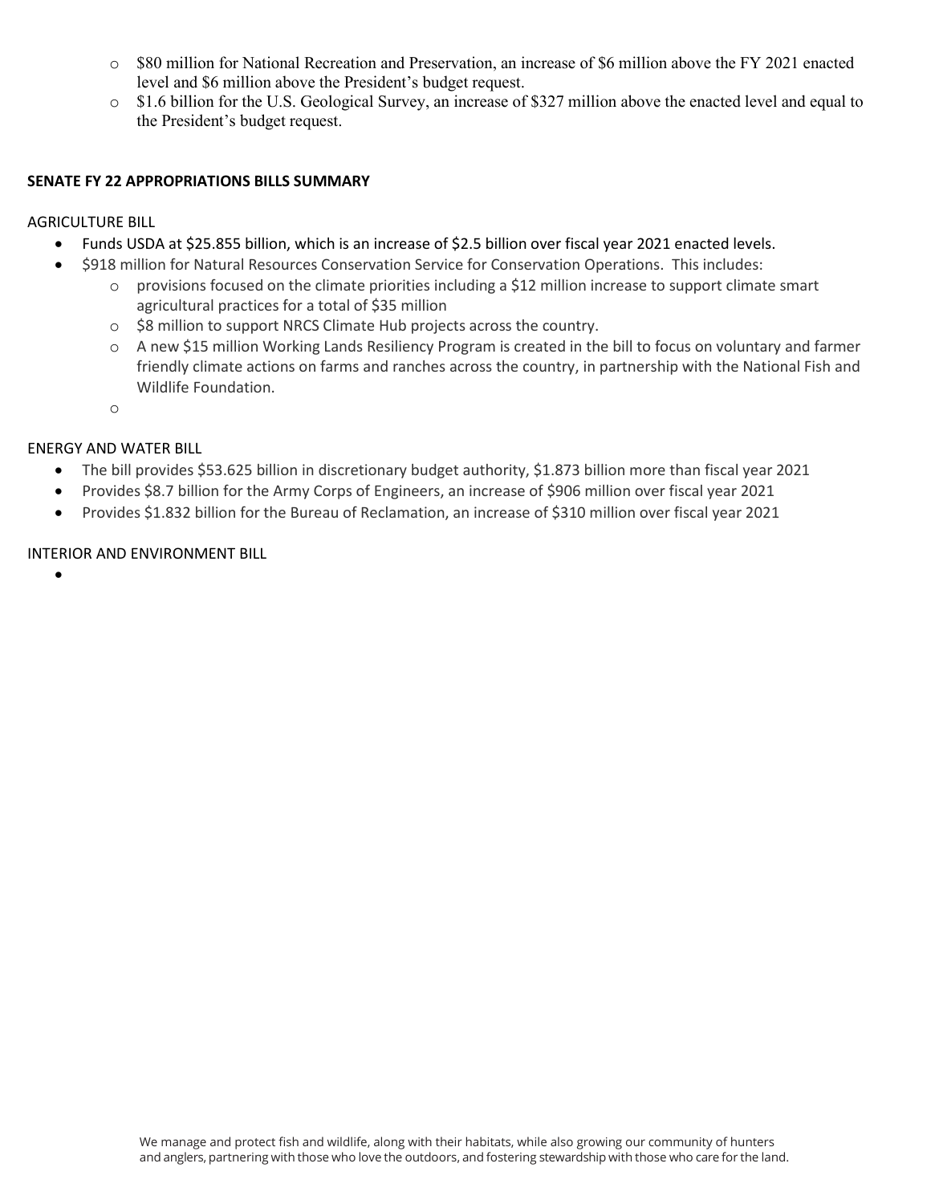- $80 million for National Recreation and Preservation, an increase of $6 million above the FY 2021 enacted level and $6 million above the President's budget request.
- $1.6 billion for the U.S. Geological Survey, an increase of $327 million above the enacted level and equal to the President's budget request.

**SENATE FY 22 APPROPRIATIONS BILLS SUMMARY**

AGRICULTURE BILL

- Funds USDA at $25.855 billion, which is an increase of $2.5 billion over fiscal year 2021 enacted levels.
- $918 million for Natural Resources Conservation Service for Conservation Operations. This includes:
  - provisions focused on the climate priorities including a $12 million increase to support climate smart agricultural practices for a total of $35 million
  - $8 million to support NRCS Climate Hub projects across the country.
  - A new $15 million Working Lands Resiliency Program is created in the bill to focus on voluntary and farmer friendly climate actions on farms and ranches across the country, in partnership with the National Fish and Wildlife Foundation.

ENERGY AND WATER BILL

- The bill provides $53.625 billion in discretionary budget authority, $1.873 billion more than fiscal year 2021
- Provides $8.7 billion for the Army Corps of Engineers, an increase of $906 million over fiscal year 2021
- Provides $1.832 billion for the Bureau of Reclamation, an increase of $310 million over fiscal year 2021

INTERIOR AND ENVIRONMENT BILL

We manage and protect fish and wildlife, along with their habitats, while also growing our community of hunters and anglers, partnering with those who love the outdoors, and fostering stewardship with those who care for the land.